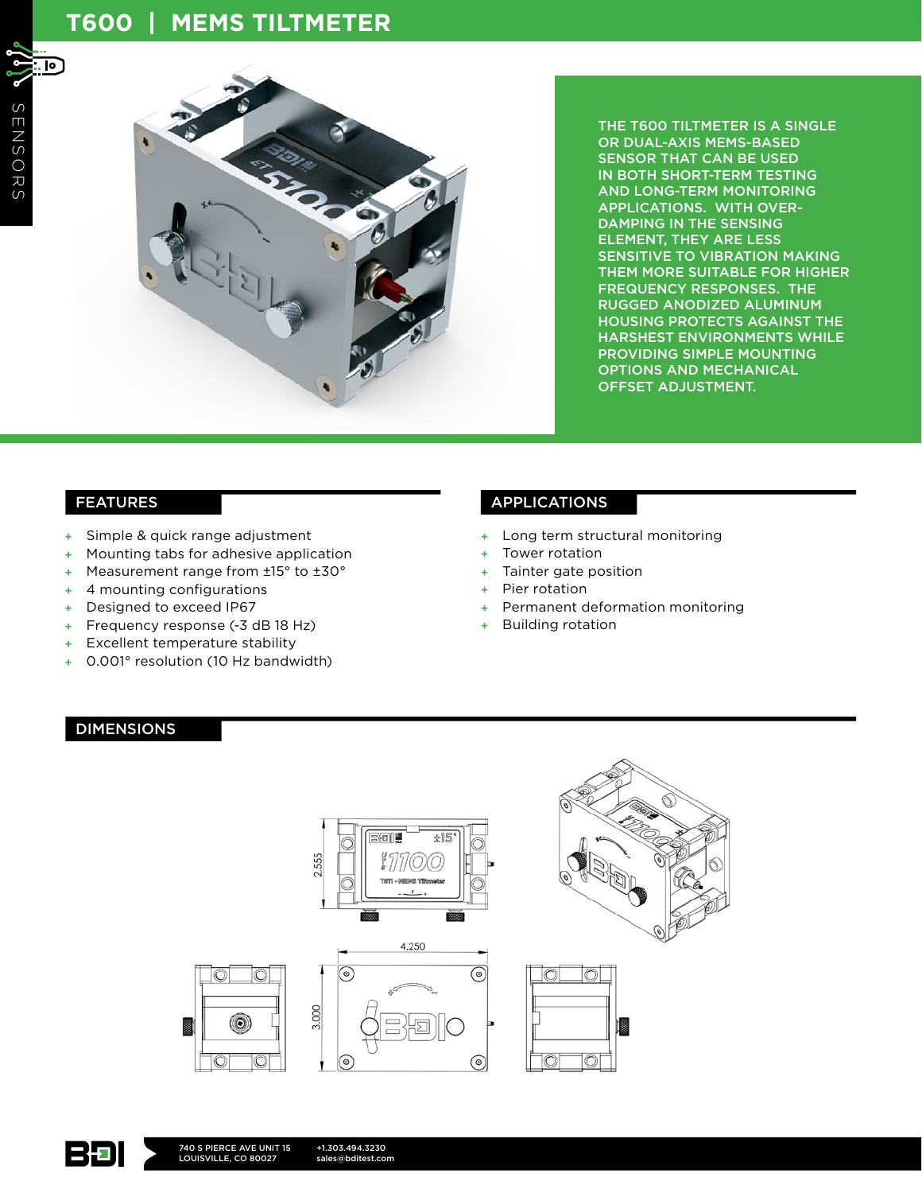# T600 | MEMS TILTMETER

SENSORS

THE T600 TILTMETER IS A SINGLE OR DUAL-AXIS MEMS-BASED SENSOR THAT CAN BE USED IN BOTH SHORT-TERM TESTING AND LONG-TERM MONITORING APPLICATIONS. WITH OVER-DAMPING IN THE SENSING ELEMENT, THEY ARE LESS SENSITIVE TO VIBRATION MAKING THEM MORE SUITABLE FOR HIGHER FREQUENCY RESPONSES. THE RUGGED ANODIZED ALUMINUM HOUSING PROTECTS AGAINST THE HARSHEST ENVIRONMENTS WHILE PROVIDING SIMPLE MOUNTING OPTIONS AND MECHANICAL OFFSET ADJUSTMENT.

## FEATURES

- Simple & quick range adjustment
- Mounting tabs for adhesive application
- Measurement range from ±15° to ±30°
- 4 mounting configurations
- Designed to exceed IP67
- Frequency response (-3 dB 18 Hz)
- Excellent temperature stability
- 0.001° resolution (10 Hz bandwidth)

## APPLICATIONS

- Long term structural monitoring
- Tower rotation
- Tainter gate position
- Pier rotation
- Permanent deformation monitoring
- Building rotation

## DIMENSIONS

2.555

4.250

3.000

740 S PIERCE AVE UNIT 15
LOUISVILLE, CO 80027

+1.303.494.3230
sales@bditest.com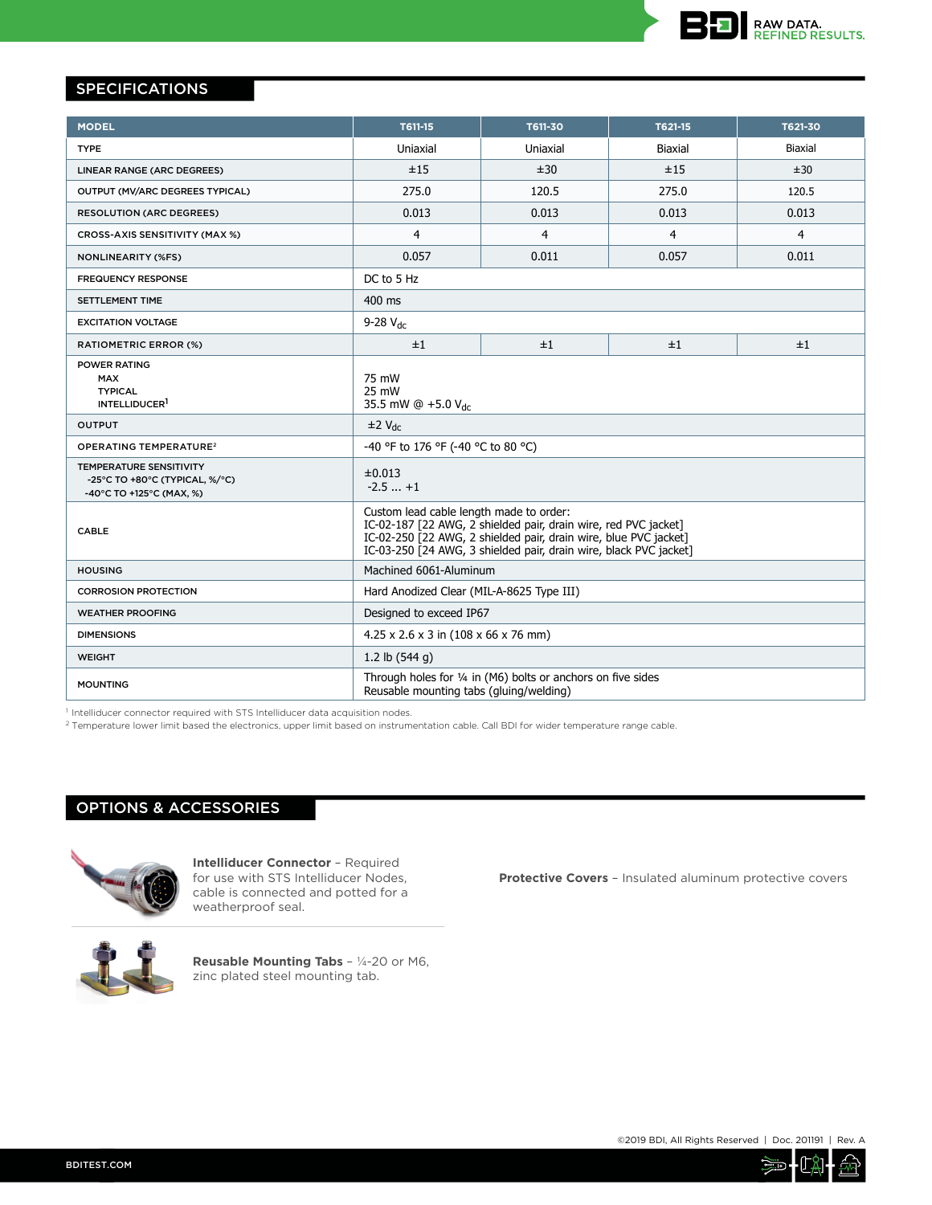## SPECIFICATIONS

| MODEL | T611-15 | T611-30 | T621-15 | T621-30 |
|---|---|---|---|---|
| TYPE | Uniaxial | Uniaxial | Biaxial | Biaxial |
| LINEAR RANGE (ARC DEGREES) | ±15 | ±30 | ±15 | ±30 |
| OUTPUT (MV/ARC DEGREES TYPICAL) | 275.0 | 120.5 | 275.0 | 120.5 |
| RESOLUTION (ARC DEGREES) | 0.013 | 0.013 | 0.013 | 0.013 |
| CROSS-AXIS SENSITIVITY (MAX %) | 4 | 4 | 4 | 4 |
| NONLINEARITY (%FS) | 0.057 | 0.011 | 0.057 | 0.011 |
| FREQUENCY RESPONSE | DC to 5 Hz | | | |
| SETTLEMENT TIME | 400 ms | | | |
| EXCITATION VOLTAGE | 9-28 $V_{dc}$ | | | |
| RATIOMETRIC ERROR (%) | ±1 | ±1 | ±1 | ±1 |
| POWER RATING<br>MAX<br>TYPICAL<br>INTELLIDUCER[1] | 75 mW<br>25 mW<br>35.5 mW @ +5.0 $V_{dc}$ | | | |
| OUTPUT | ±2 $V_{dc}$ | | | |
| OPERATING TEMPERATURE[2] | -40 °F to 176 °F (-40 °C to 80 °C) | | | |
| TEMPERATURE SENSITIVITY<br>-25°C TO +80°C (TYPICAL, %/°C)<br>-40°C TO +125°C (MAX, %) | ±0.013<br>-2.5 ... +1 | | | |
| CABLE | Custom lead cable length made to order:<br>IC-02-187 [22 AWG, 2 shielded pair, drain wire, red PVC jacket]<br>IC-02-250 [22 AWG, 2 shielded pair, drain wire, blue PVC jacket]<br>IC-03-250 [24 AWG, 3 shielded pair, drain wire, black PVC jacket] | | | |
| HOUSING | Machined 6061-Aluminum | | | |
| CORROSION PROTECTION | Hard Anodized Clear (MIL-A-8625 Type III) | | | |
| WEATHER PROOFING | Designed to exceed IP67 | | | |
| DIMENSIONS | 4.25 x 2.6 x 3 in (108 x 66 x 76 mm) | | | |
| WEIGHT | 1.2 lb (544 g) | | | |
| MOUNTING | Through holes for ¼ in (M6) bolts or anchors on five sides<br>Reusable mounting tabs (gluing/welding) | | | |

[1] Intelliducer connector required with STS Intelliducer data acquisition nodes.
[2] Temperature lower limit based the electronics, upper limit based on instrumentation cable. Call BDI for wider temperature range cable.

## OPTIONS & ACCESSORIES

**Intelliducer Connector** – Required for use with STS Intelliducer Nodes, cable is connected and potted for a weatherproof seal.

**Reusable Mounting Tabs** – ¼-20 or M6, zinc plated steel mounting tab.

**Protective Covers** – Insulated aluminum protective covers

©2019 BDI, All Rights Reserved | Doc. 201191 | Rev. A

BDITEST.COM